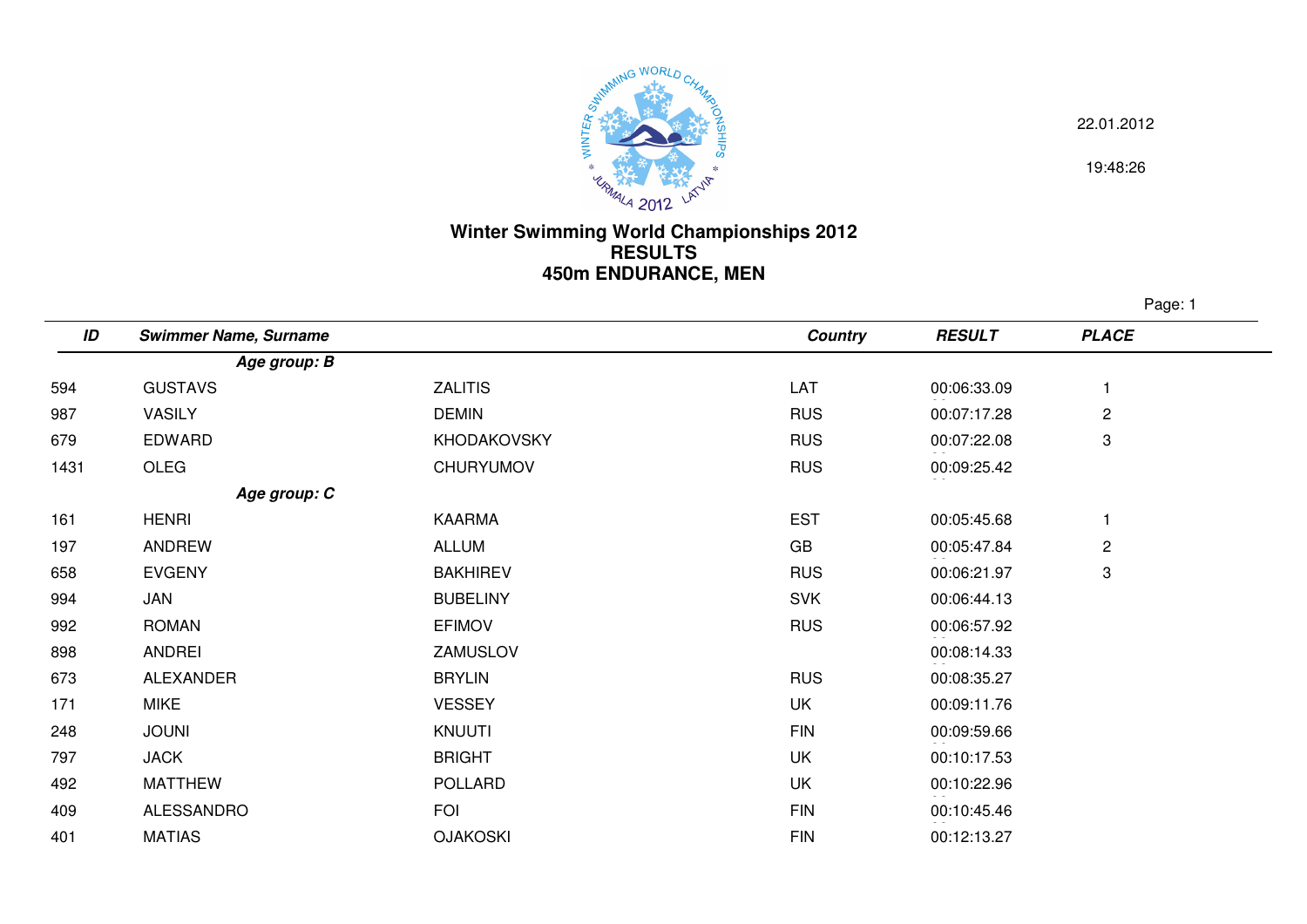22.01.2012

19:48:26

# Winter Swimming World Championships 2012
## RESULTS
## 450m ENDURANCE, MEN

| ID | Swimmer Name, Surname | | Country | RESULT | PLACE |
|---|---|---|---|---|---|
| | ***Age group: B*** | | | | |
| 594 | GUSTAVS | ZALITIS | LAT | 00:06:33.09 | 1 |
| 987 | VASILY | DEMIN | RUS | 00:07:17.28 | 2 |
| 679 | EDWARD | KHODAKOVSKY | RUS | 00:07:22.08 | 3 |
| 1431 | OLEG | CHURYUMOV | RUS | 00:09:25.42 | |
| | ***Age group: C*** | | | | |
| 161 | HENRI | KAARMA | EST | 00:05:45.68 | 1 |
| 197 | ANDREW | ALLUM | GB | 00:05:47.84 | 2 |
| 658 | EVGENY | BAKHIREV | RUS | 00:06:21.97 | 3 |
| 994 | JAN | BUBELINY | SVK | 00:06:44.13 | |
| 992 | ROMAN | EFIMOV | RUS | 00:06:57.92 | |
| 898 | ANDREI | ZAMUSLOV | | 00:08:14.33 | |
| 673 | ALEXANDER | BRYLIN | RUS | 00:08:35.27 | |
| 171 | MIKE | VESSEY | UK | 00:09:11.76 | |
| 248 | JOUNI | KNUUTI | FIN | 00:09:59.66 | |
| 797 | JACK | BRIGHT | UK | 00:10:17.53 | |
| 492 | MATTHEW | POLLARD | UK | 00:10:22.96 | |
| 409 | ALESSANDRO | FOI | FIN | 00:10:45.46 | |
| 401 | MATIAS | OJAKOSKI | FIN | 00:12:13.27 | |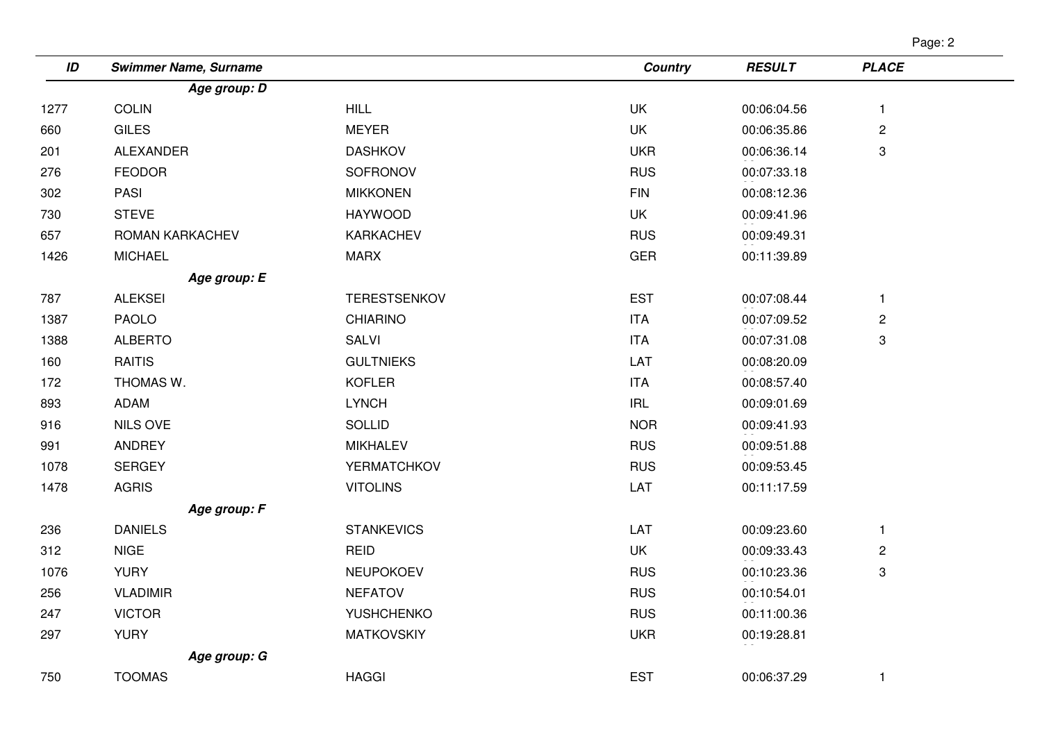| ID | Swimmer Name, Surname | | Country | RESULT | PLACE |
|---|---|---|---|---|---|
| | ***Age group: D*** | | | | |
| 1277 | COLIN | HILL | UK | 00:06:04.56 | 1 |
| 660 | GILES | MEYER | UK | 00:06:35.86 | 2 |
| 201 | ALEXANDER | DASHKOV | UKR | 00:06:36.14 | 3 |
| 276 | FEODOR | SOFRONOV | RUS | 00:07:33.18 | |
| 302 | PASI | MIKKONEN | FIN | 00:08:12.36 | |
| 730 | STEVE | HAYWOOD | UK | 00:09:41.96 | |
| 657 | ROMAN KARKACHEV | KARKACHEV | RUS | 00:09:49.31 | |
| 1426 | MICHAEL | MARX | GER | 00:11:39.89 | |
| | ***Age group: E*** | | | | |
| 787 | ALEKSEI | TERESTSENKOV | EST | 00:07:08.44 | 1 |
| 1387 | PAOLO | CHIARINO | ITA | 00:07:09.52 | 2 |
| 1388 | ALBERTO | SALVI | ITA | 00:07:31.08 | 3 |
| 160 | RAITIS | GULTNIEKS | LAT | 00:08:20.09 | |
| 172 | THOMAS W. | KOFLER | ITA | 00:08:57.40 | |
| 893 | ADAM | LYNCH | IRL | 00:09:01.69 | |
| 916 | NILS OVE | SOLLID | NOR | 00:09:41.93 | |
| 991 | ANDREY | MIKHALEV | RUS | 00:09:51.88 | |
| 1078 | SERGEY | YERMATCHKOV | RUS | 00:09:53.45 | |
| 1478 | AGRIS | VITOLINS | LAT | 00:11:17.59 | |
| | ***Age group: F*** | | | | |
| 236 | DANIELS | STANKEVICS | LAT | 00:09:23.60 | 1 |
| 312 | NIGE | REID | UK | 00:09:33.43 | 2 |
| 1076 | YURY | NEUPOKOEV | RUS | 00:10:23.36 | 3 |
| 256 | VLADIMIR | NEFATOV | RUS | 00:10:54.01 | |
| 247 | VICTOR | YUSHCHENKO | RUS | 00:11:00.36 | |
| 297 | YURY | MATKOVSKIY | UKR | 00:19:28.81 | |
| | ***Age group: G*** | | | | |
| 750 | TOOMAS | HAGGI | EST | 00:06:37.29 | 1 |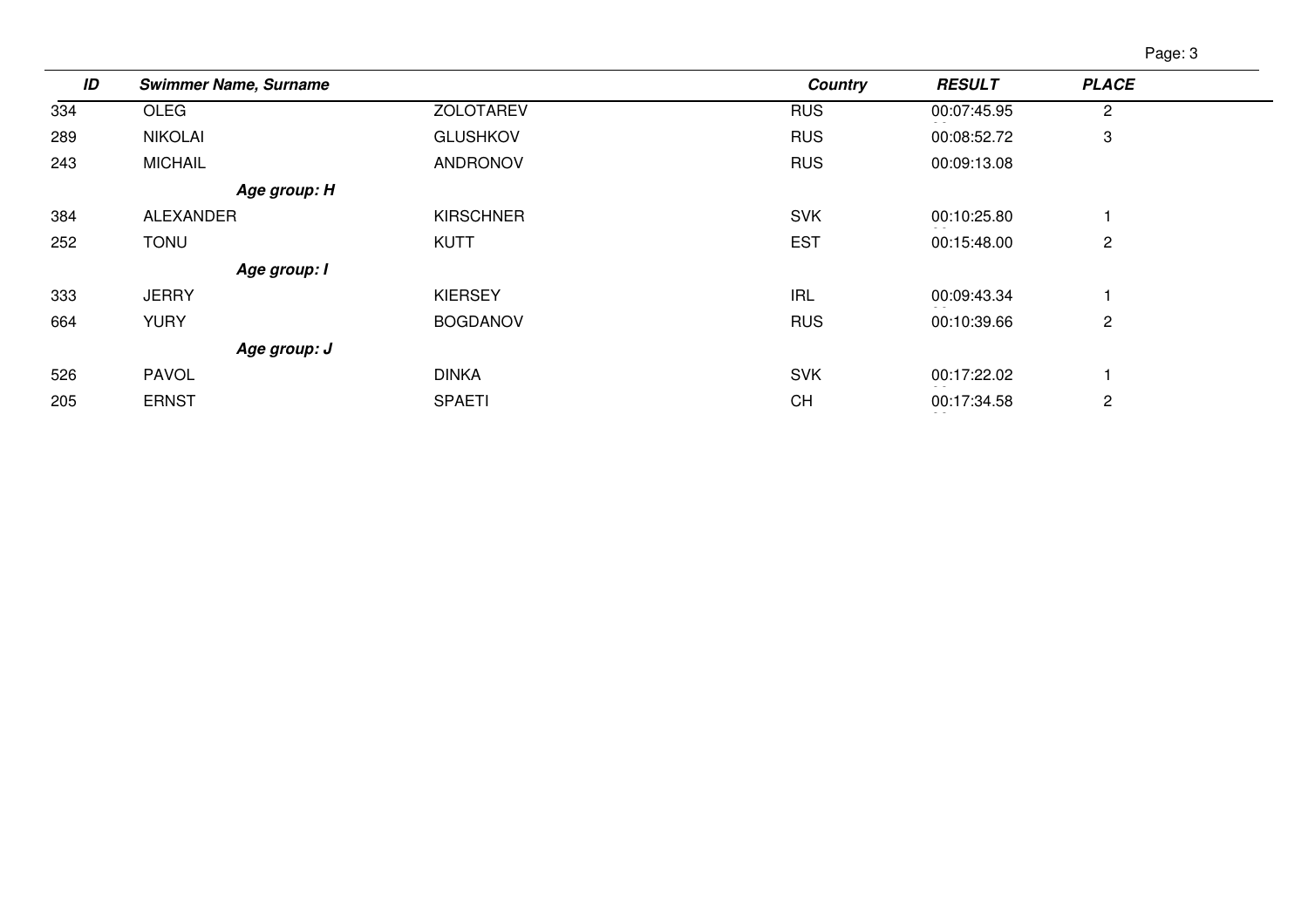| ID | Swimmer Name, Surname | | Country | RESULT | PLACE |
|---|---|---|---|---|---|
| 334 | OLEG | ZOLOTAREV | RUS | 00:07:45.95 | 2 |
| 289 | NIKOLAI | GLUSHKOV | RUS | 00:08:52.72 | 3 |
| 243 | MICHAIL | ANDRONOV | RUS | 00:09:13.08 | |
| | ***Age group: H*** | | | | |
| 384 | ALEXANDER | KIRSCHNER | SVK | 00:10:25.80 | 1 |
| 252 | TONU | KUTT | EST | 00:15:48.00 | 2 |
| | ***Age group: I*** | | | | |
| 333 | JERRY | KIERSEY | IRL | 00:09:43.34 | 1 |
| 664 | YURY | BOGDANOV | RUS | 00:10:39.66 | 2 |
| | ***Age group: J*** | | | | |
| 526 | PAVOL | DINKA | SVK | 00:17:22.02 | 1 |
| 205 | ERNST | SPAETI | CH | 00:17:34.58 | 2 |